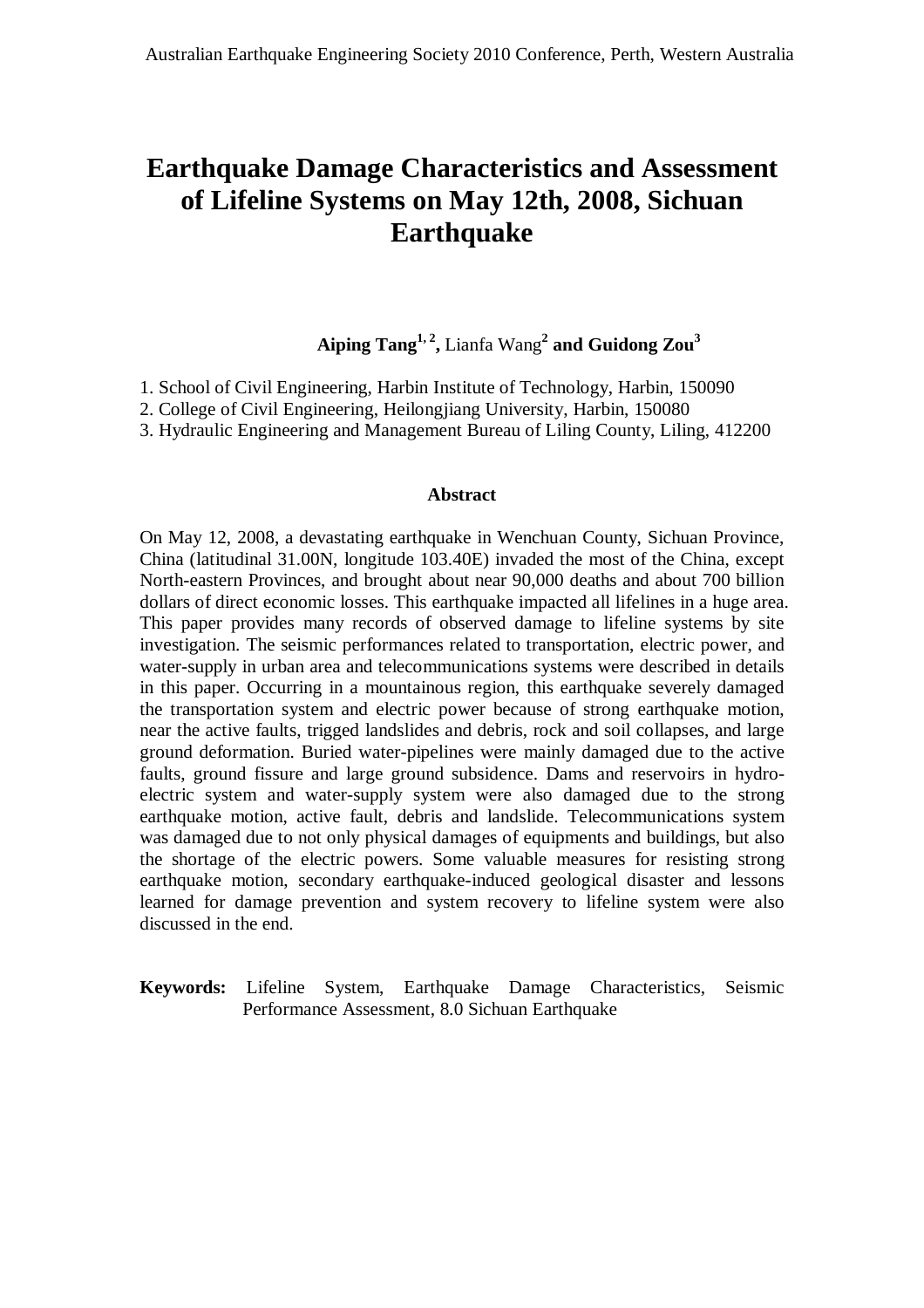# Earthquake Damage Characteristics and Assessment of Lifeline Systems on May 12th, 2008, Sichuan Earthquake

**Aiping Tang**[1,2], Lianfa Wang[2] **and Guidong Zou**[3]

1. School of Civil Engineering, Harbin Institute of Technology, Harbin, 150090
2. College of Civil Engineering, Heilongjiang University, Harbin, 150080
3. Hydraulic Engineering and Management Bureau of Liling County, Liling, 412200

## Abstract

On May 12, 2008, a devastating earthquake in Wenchuan County, Sichuan Province, China (latitudinal 31.00N, longitude 103.40E) invaded the most of the China, except North-eastern Provinces, and brought about near 90,000 deaths and about 700 billion dollars of direct economic losses. This earthquake impacted all lifelines in a huge area. This paper provides many records of observed damage to lifeline systems by site investigation. The seismic performances related to transportation, electric power, and water-supply in urban area and telecommunications systems were described in details in this paper. Occurring in a mountainous region, this earthquake severely damaged the transportation system and electric power because of strong earthquake motion, near the active faults, trigged landslides and debris, rock and soil collapses, and large ground deformation. Buried water-pipelines were mainly damaged due to the active faults, ground fissure and large ground subsidence. Dams and reservoirs in hydro-electric system and water-supply system were also damaged due to the strong earthquake motion, active fault, debris and landslide. Telecommunications system was damaged due to not only physical damages of equipments and buildings, but also the shortage of the electric powers. Some valuable measures for resisting strong earthquake motion, secondary earthquake-induced geological disaster and lessons learned for damage prevention and system recovery to lifeline system were also discussed in the end.

**Keywords:** Lifeline System, Earthquake Damage Characteristics, Seismic Performance Assessment, 8.0 Sichuan Earthquake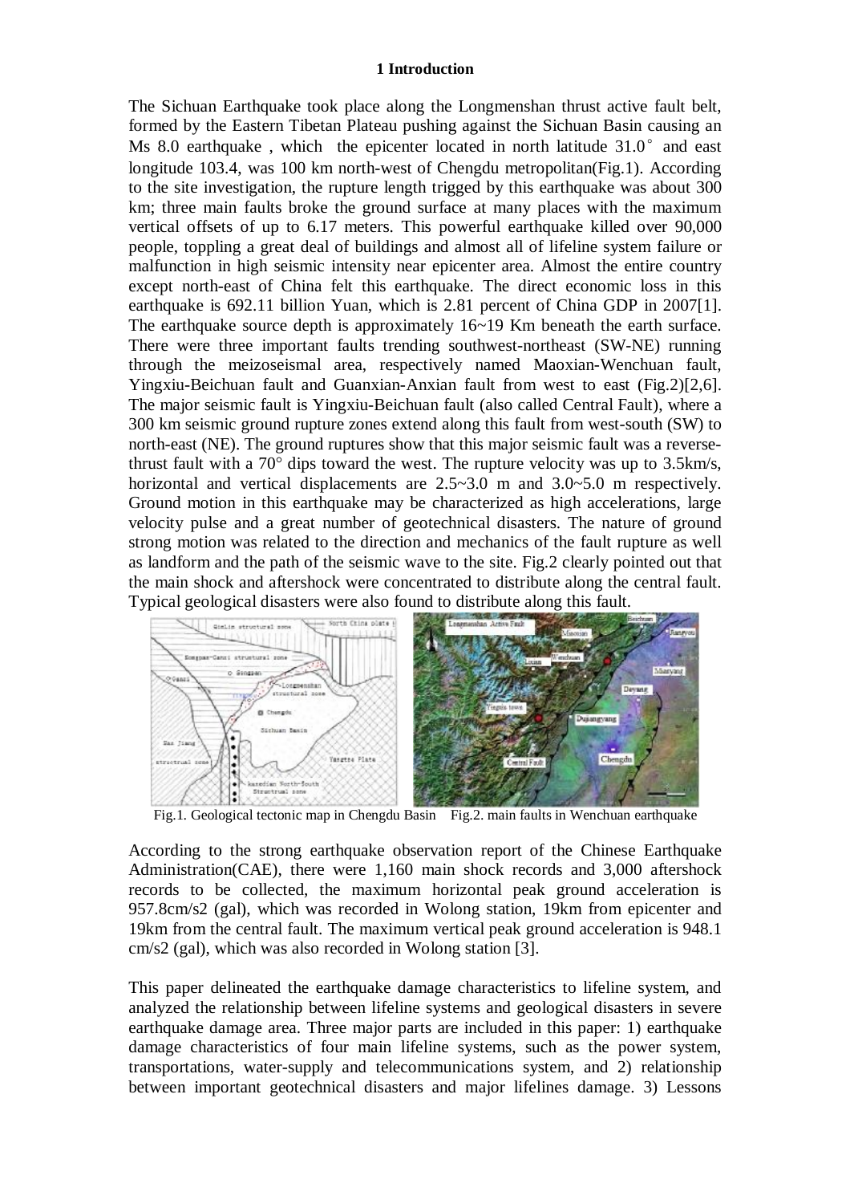### 1 Introduction

The Sichuan Earthquake took place along the Longmenshan thrust active fault belt, formed by the Eastern Tibetan Plateau pushing against the Sichuan Basin causing an Ms 8.0 earthquake , which the epicenter located in north latitude 31.0° and east longitude 103.4, was 100 km north-west of Chengdu metropolitan(Fig.1). According to the site investigation, the rupture length trigged by this earthquake was about 300 km; three main faults broke the ground surface at many places with the maximum vertical offsets of up to 6.17 meters. This powerful earthquake killed over 90,000 people, toppling a great deal of buildings and almost all of lifeline system failure or malfunction in high seismic intensity near epicenter area. Almost the entire country except north-east of China felt this earthquake. The direct economic loss in this earthquake is 692.11 billion Yuan, which is 2.81 percent of China GDP in 2007[1]. The earthquake source depth is approximately 16~19 Km beneath the earth surface. There were three important faults trending southwest-northeast (SW-NE) running through the meizoseismal area, respectively named Maoxian-Wenchuan fault, Yingxiu-Beichuan fault and Guanxian-Anxian fault from west to east (Fig.2)[2,6]. The major seismic fault is Yingxiu-Beichuan fault (also called Central Fault), where a 300 km seismic ground rupture zones extend along this fault from west-south (SW) to north-east (NE). The ground ruptures show that this major seismic fault was a reverse-thrust fault with a 70° dips toward the west. The rupture velocity was up to 3.5km/s, horizontal and vertical displacements are 2.5~3.0 m and 3.0~5.0 m respectively. Ground motion in this earthquake may be characterized as high accelerations, large velocity pulse and a great number of geotechnical disasters. The nature of ground strong motion was related to the direction and mechanics of the fault rupture as well as landform and the path of the seismic wave to the site. Fig.2 clearly pointed out that the main shock and aftershock were concentrated to distribute along the central fault. Typical geological disasters were also found to distribute along this fault.

Fig.1. Geological tectonic map in Chengdu Basin Fig.2. main faults in Wenchuan earthquake

According to the strong earthquake observation report of the Chinese Earthquake Administration(CAE), there were 1,160 main shock records and 3,000 aftershock records to be collected, the maximum horizontal peak ground acceleration is 957.8cm/s2 (gal), which was recorded in Wolong station, 19km from epicenter and 19km from the central fault. The maximum vertical peak ground acceleration is 948.1 cm/s2 (gal), which was also recorded in Wolong station [3].

This paper delineated the earthquake damage characteristics to lifeline system, and analyzed the relationship between lifeline systems and geological disasters in severe earthquake damage area. Three major parts are included in this paper: 1) earthquake damage characteristics of four main lifeline systems, such as the power system, transportations, water-supply and telecommunications system, and 2) relationship between important geotechnical disasters and major lifelines damage. 3) Lessons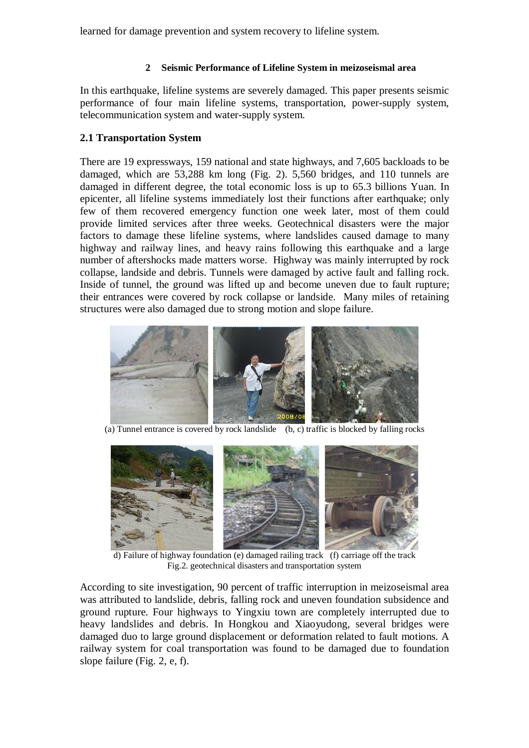learned for damage prevention and system recovery to lifeline system.

## 2 Seismic Performance of Lifeline System in meizoseismal area

In this earthquake, lifeline systems are severely damaged. This paper presents seismic performance of four main lifeline systems, transportation, power-supply system, telecommunication system and water-supply system.

### 2.1 Transportation System

There are 19 expressways, 159 national and state highways, and 7,605 backloads to be damaged, which are 53,288 km long (Fig. 2). 5,560 bridges, and 110 tunnels are damaged in different degree, the total economic loss is up to 65.3 billions Yuan. In epicenter, all lifeline systems immediately lost their functions after earthquake; only few of them recovered emergency function one week later, most of them could provide limited services after three weeks. Geotechnical disasters were the major factors to damage these lifeline systems, where landslides caused damage to many highway and railway lines, and heavy rains following this earthquake and a large number of aftershocks made matters worse. Highway was mainly interrupted by rock collapse, landside and debris. Tunnels were damaged by active fault and falling rock. Inside of tunnel, the ground was lifted up and become uneven due to fault rupture; their entrances were covered by rock collapse or landside. Many miles of retaining structures were also damaged due to strong motion and slope failure.

(a) Tunnel entrance is covered by rock landslide (b, c) traffic is blocked by falling rocks

d) Failure of highway foundation (e) damaged railing track (f) carriage off the track

Fig.2. geotechnical disasters and transportation system

According to site investigation, 90 percent of traffic interruption in meizoseismal area was attributed to landslide, debris, falling rock and uneven foundation subsidence and ground rupture. Four highways to Yingxiu town are completely interrupted due to heavy landslides and debris. In Hongkou and Xiaoyudong, several bridges were damaged duo to large ground displacement or deformation related to fault motions. A railway system for coal transportation was found to be damaged due to foundation slope failure (Fig. 2, e, f).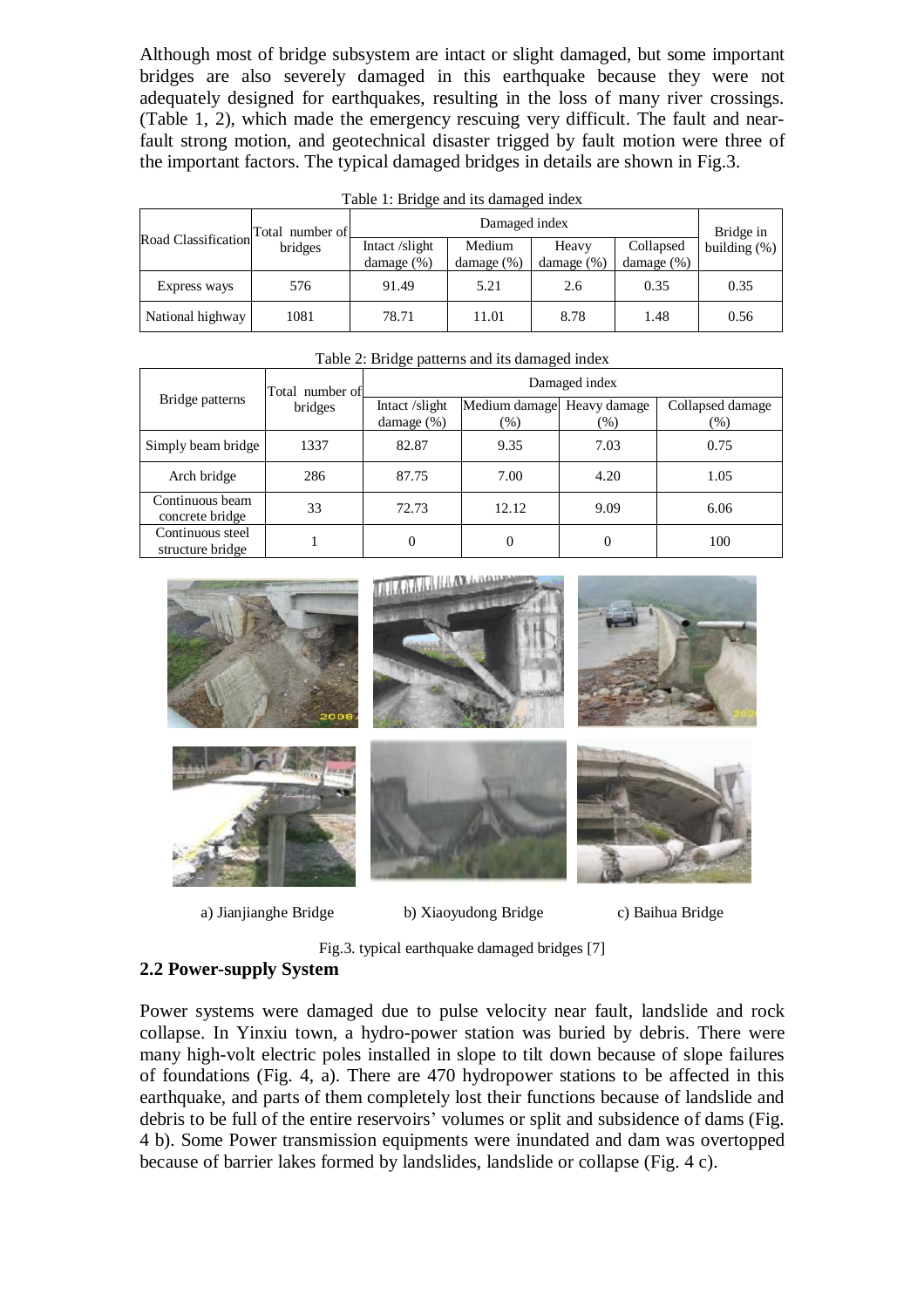Although most of bridge subsystem are intact or slight damaged, but some important bridges are also severely damaged in this earthquake because they were not adequately designed for earthquakes, resulting in the loss of many river crossings. (Table 1, 2), which made the emergency rescuing very difficult. The fault and near-fault strong motion, and geotechnical disaster trigged by fault motion were three of the important factors. The typical damaged bridges in details are shown in Fig.3.

Table 1: Bridge and its damaged index

| Road Classification | Total number of bridges | Damaged index | | | | Bridge in building (%) |
|---|---|---|---|---|---|---|
| | | Intact /slight damage (%) | Medium damage (%) | Heavy damage (%) | Collapsed damage (%) | |
| Express ways | 576 | 91.49 | 5.21 | 2.6 | 0.35 | 0.35 |
| National highway | 1081 | 78.71 | 11.01 | 8.78 | 1.48 | 0.56 |

Table 2: Bridge patterns and its damaged index

| Bridge patterns | Total number of bridges | Damaged index | | | |
|---|---|---|---|---|---|
| | | Intact /slight damage (%) | Medium damage (%) | Heavy damage (%) | Collapsed damage (%) |
| Simply beam bridge | 1337 | 82.87 | 9.35 | 7.03 | 0.75 |
| Arch bridge | 286 | 87.75 | 7.00 | 4.20 | 1.05 |
| Continuous beam concrete bridge | 33 | 72.73 | 12.12 | 9.09 | 6.06 |
| Continuous steel structure bridge | 1 | 0 | 0 | 0 | 100 |

a) Jianjianghe Bridge b) Xiaoyudong Bridge c) Baihua Bridge

Fig.3. typical earthquake damaged bridges [7]

## 2.2 Power-supply System

Power systems were damaged due to pulse velocity near fault, landslide and rock collapse. In Yinxiu town, a hydro-power station was buried by debris. There were many high-volt electric poles installed in slope to tilt down because of slope failures of foundations (Fig. 4, a). There are 470 hydropower stations to be affected in this earthquake, and parts of them completely lost their functions because of landslide and debris to be full of the entire reservoirs' volumes or split and subsidence of dams (Fig. 4 b). Some Power transmission equipments were inundated and dam was overtopped because of barrier lakes formed by landslides, landslide or collapse (Fig. 4 c).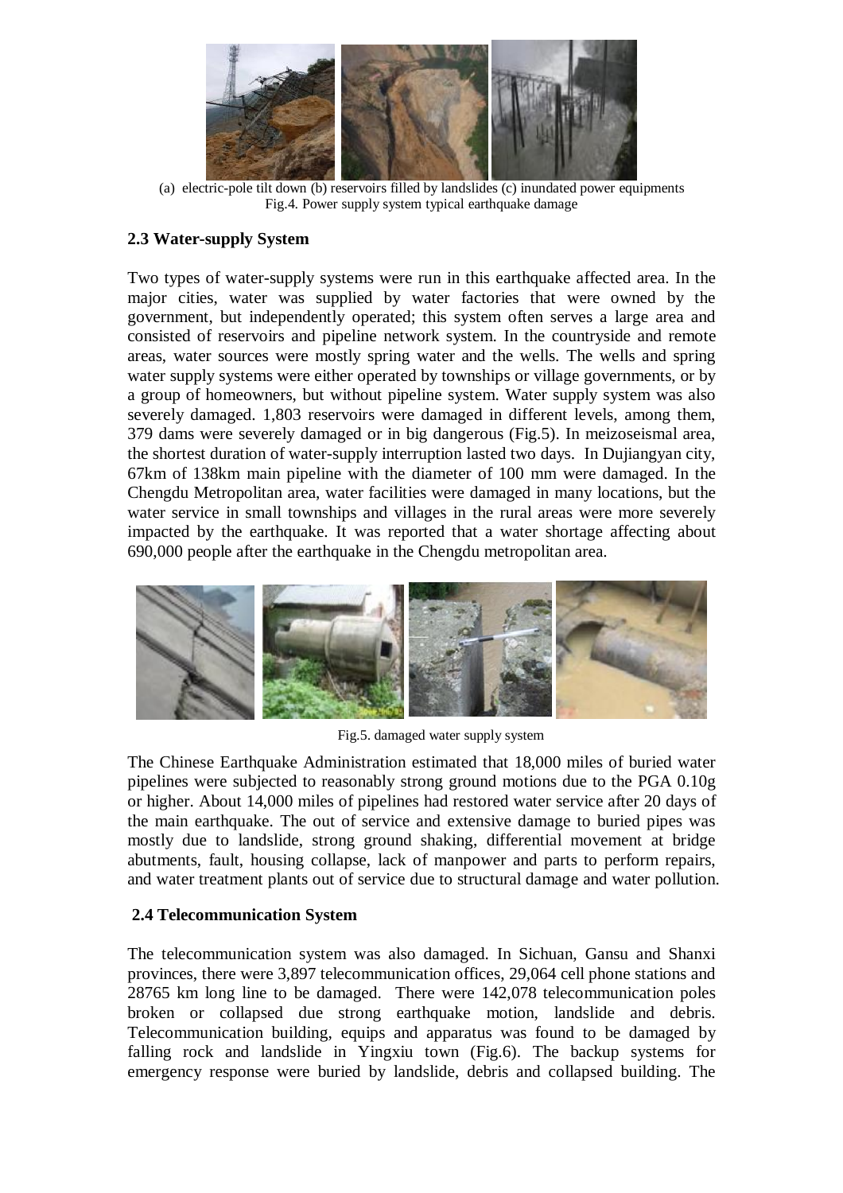(a) electric-pole tilt down (b) reservoirs filled by landslides (c) inundated power equipments
Fig.4. Power supply system typical earthquake damage

### 2.3 Water-supply System

Two types of water-supply systems were run in this earthquake affected area. In the major cities, water was supplied by water factories that were owned by the government, but independently operated; this system often serves a large area and consisted of reservoirs and pipeline network system. In the countryside and remote areas, water sources were mostly spring water and the wells. The wells and spring water supply systems were either operated by townships or village governments, or by a group of homeowners, but without pipeline system. Water supply system was also severely damaged. 1,803 reservoirs were damaged in different levels, among them, 379 dams were severely damaged or in big dangerous (Fig.5). In meizoseismal area, the shortest duration of water-supply interruption lasted two days. In Dujiangyan city, 67km of 138km main pipeline with the diameter of 100 mm were damaged. In the Chengdu Metropolitan area, water facilities were damaged in many locations, but the water service in small townships and villages in the rural areas were more severely impacted by the earthquake. It was reported that a water shortage affecting about 690,000 people after the earthquake in the Chengdu metropolitan area.

Fig.5. damaged water supply system

The Chinese Earthquake Administration estimated that 18,000 miles of buried water pipelines were subjected to reasonably strong ground motions due to the PGA 0.10g or higher. About 14,000 miles of pipelines had restored water service after 20 days of the main earthquake. The out of service and extensive damage to buried pipes was mostly due to landslide, strong ground shaking, differential movement at bridge abutments, fault, housing collapse, lack of manpower and parts to perform repairs, and water treatment plants out of service due to structural damage and water pollution.

### 2.4 Telecommunication System

The telecommunication system was also damaged. In Sichuan, Gansu and Shanxi provinces, there were 3,897 telecommunication offices, 29,064 cell phone stations and 28765 km long line to be damaged. There were 142,078 telecommunication poles broken or collapsed due strong earthquake motion, landslide and debris. Telecommunication building, equips and apparatus was found to be damaged by falling rock and landslide in Yingxiu town (Fig.6). The backup systems for emergency response were buried by landslide, debris and collapsed building. The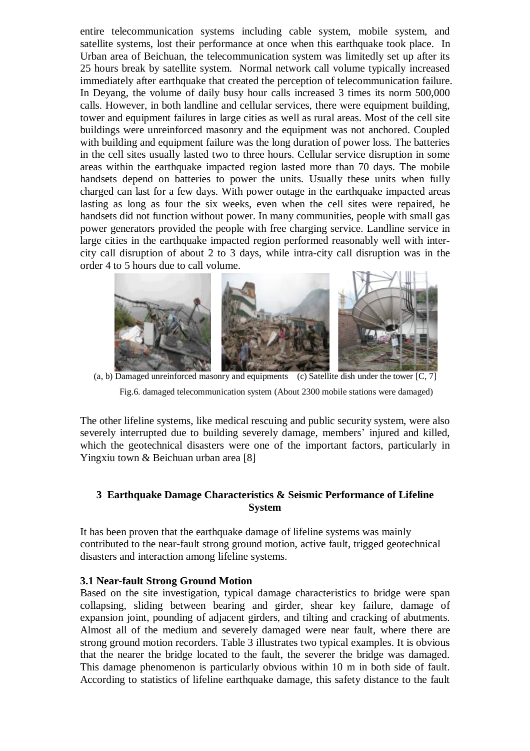entire telecommunication systems including cable system, mobile system, and satellite systems, lost their performance at once when this earthquake took place. In Urban area of Beichuan, the telecommunication system was limitedly set up after its 25 hours break by satellite system. Normal network call volume typically increased immediately after earthquake that created the perception of telecommunication failure. In Deyang, the volume of daily busy hour calls increased 3 times its norm 500,000 calls. However, in both landline and cellular services, there were equipment building, tower and equipment failures in large cities as well as rural areas. Most of the cell site buildings were unreinforced masonry and the equipment was not anchored. Coupled with building and equipment failure was the long duration of power loss. The batteries in the cell sites usually lasted two to three hours. Cellular service disruption in some areas within the earthquake impacted region lasted more than 70 days. The mobile handsets depend on batteries to power the units. Usually these units when fully charged can last for a few days. With power outage in the earthquake impacted areas lasting as long as four the six weeks, even when the cell sites were repaired, he handsets did not function without power. In many communities, people with small gas power generators provided the people with free charging service. Landline service in large cities in the earthquake impacted region performed reasonably well with inter-city call disruption of about 2 to 3 days, while intra-city call disruption was in the order 4 to 5 hours due to call volume.

(a, b) Damaged unreinforced masonry and equipments (c) Satellite dish under the tower [C, 7]

Fig.6. damaged telecommunication system (About 2300 mobile stations were damaged)

The other lifeline systems, like medical rescuing and public security system, were also severely interrupted due to building severely damage, members' injured and killed, which the geotechnical disasters were one of the important factors, particularly in Yingxiu town & Beichuan urban area [8]

## 3 Earthquake Damage Characteristics & Seismic Performance of Lifeline System

It has been proven that the earthquake damage of lifeline systems was mainly contributed to the near-fault strong ground motion, active fault, trigged geotechnical disasters and interaction among lifeline systems.

### 3.1 Near-fault Strong Ground Motion

Based on the site investigation, typical damage characteristics to bridge were span collapsing, sliding between bearing and girder, shear key failure, damage of expansion joint, pounding of adjacent girders, and tilting and cracking of abutments. Almost all of the medium and severely damaged were near fault, where there are strong ground motion recorders. Table 3 illustrates two typical examples. It is obvious that the nearer the bridge located to the fault, the severer the bridge was damaged. This damage phenomenon is particularly obvious within 10 m in both side of fault. According to statistics of lifeline earthquake damage, this safety distance to the fault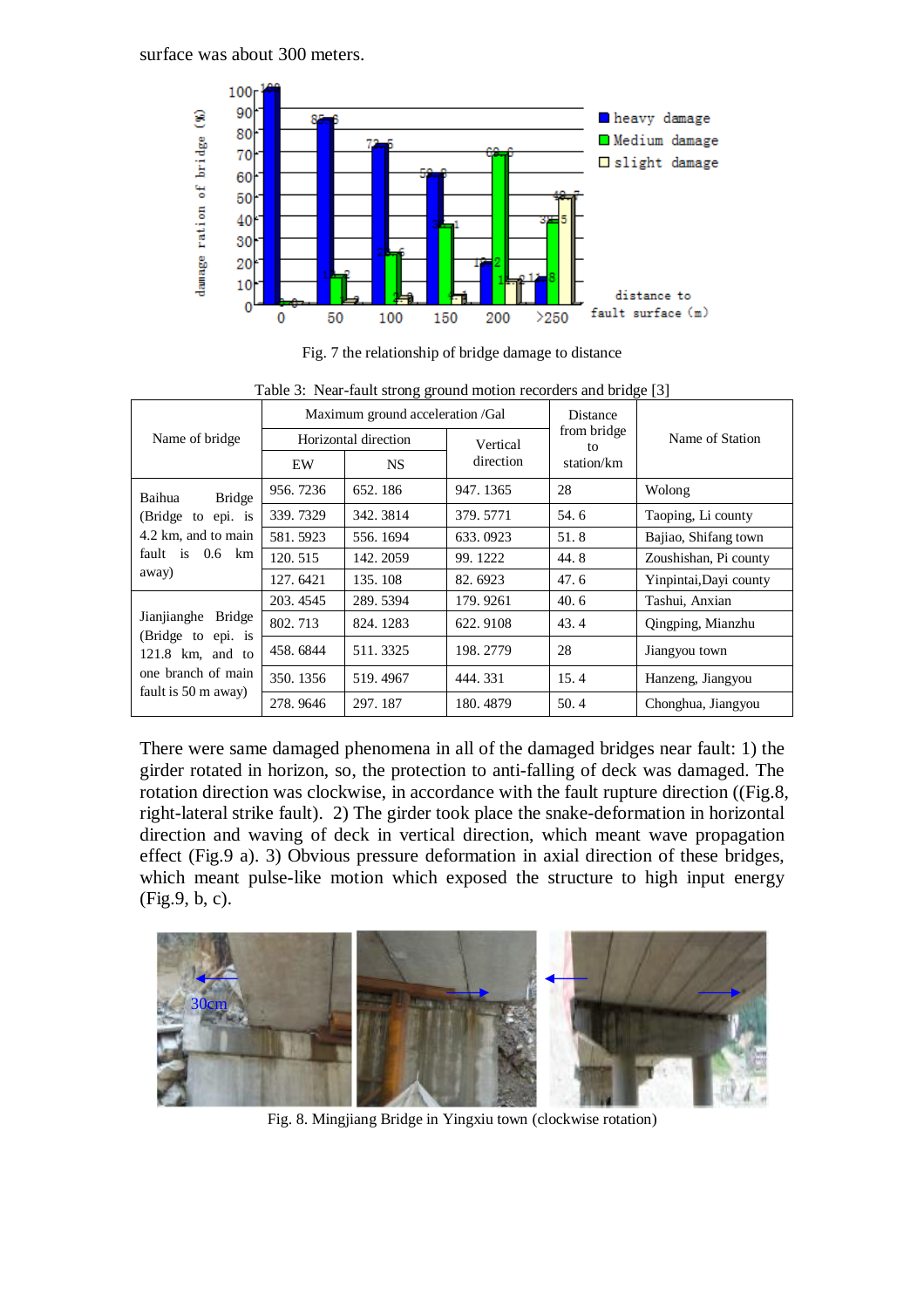surface was about 300 meters.

Fig. 7 the relationship of bridge damage to distance

Table 3: Near-fault strong ground motion recorders and bridge [3]

| Name of bridge | Maximum ground acceleration /Gal | | | Distance from bridge to station/km | Name of Station |
|---|---|---|---|---|---|
| | Horizontal direction | | Vertical direction | | |
| | EW | NS | | | |
| Baihua Bridge (Bridge to epi. is 4.2 km, and to main fault is 0.6 km away) | 956. 7236 | 652. 186 | 947. 1365 | 28 | Wolong |
| | 339. 7329 | 342. 3814 | 379. 5771 | 54. 6 | Taoping, Li county |
| | 581. 5923 | 556. 1694 | 633. 0923 | 51. 8 | Bajiao, Shifang town |
| | 120. 515 | 142. 2059 | 99. 1222 | 44. 8 | Zoushishan, Pi county |
| | 127. 6421 | 135. 108 | 82. 6923 | 47. 6 | Yinpintai,Dayi county |
| Jianjianghe Bridge (Bridge to epi. is 121.8 km, and to one branch of main fault is 50 m away) | 203. 4545 | 289. 5394 | 179. 9261 | 40. 6 | Tashui, Anxian |
| | 802. 713 | 824. 1283 | 622. 9108 | 43. 4 | Qingping, Mianzhu |
| | 458. 6844 | 511. 3325 | 198. 2779 | 28 | Jiangyou town |
| | 350. 1356 | 519. 4967 | 444. 331 | 15. 4 | Hanzeng, Jiangyou |
| | 278. 9646 | 297. 187 | 180. 4879 | 50. 4 | Chonghua, Jiangyou |

There were same damaged phenomena in all of the damaged bridges near fault: 1) the girder rotated in horizon, so, the protection to anti-falling of deck was damaged. The rotation direction was clockwise, in accordance with the fault rupture direction ((Fig.8, right-lateral strike fault). 2) The girder took place the snake-deformation in horizontal direction and waving of deck in vertical direction, which meant wave propagation effect (Fig.9 a). 3) Obvious pressure deformation in axial direction of these bridges, which meant pulse-like motion which exposed the structure to high input energy (Fig.9, b, c).

Fig. 8. Mingjiang Bridge in Yingxiu town (clockwise rotation)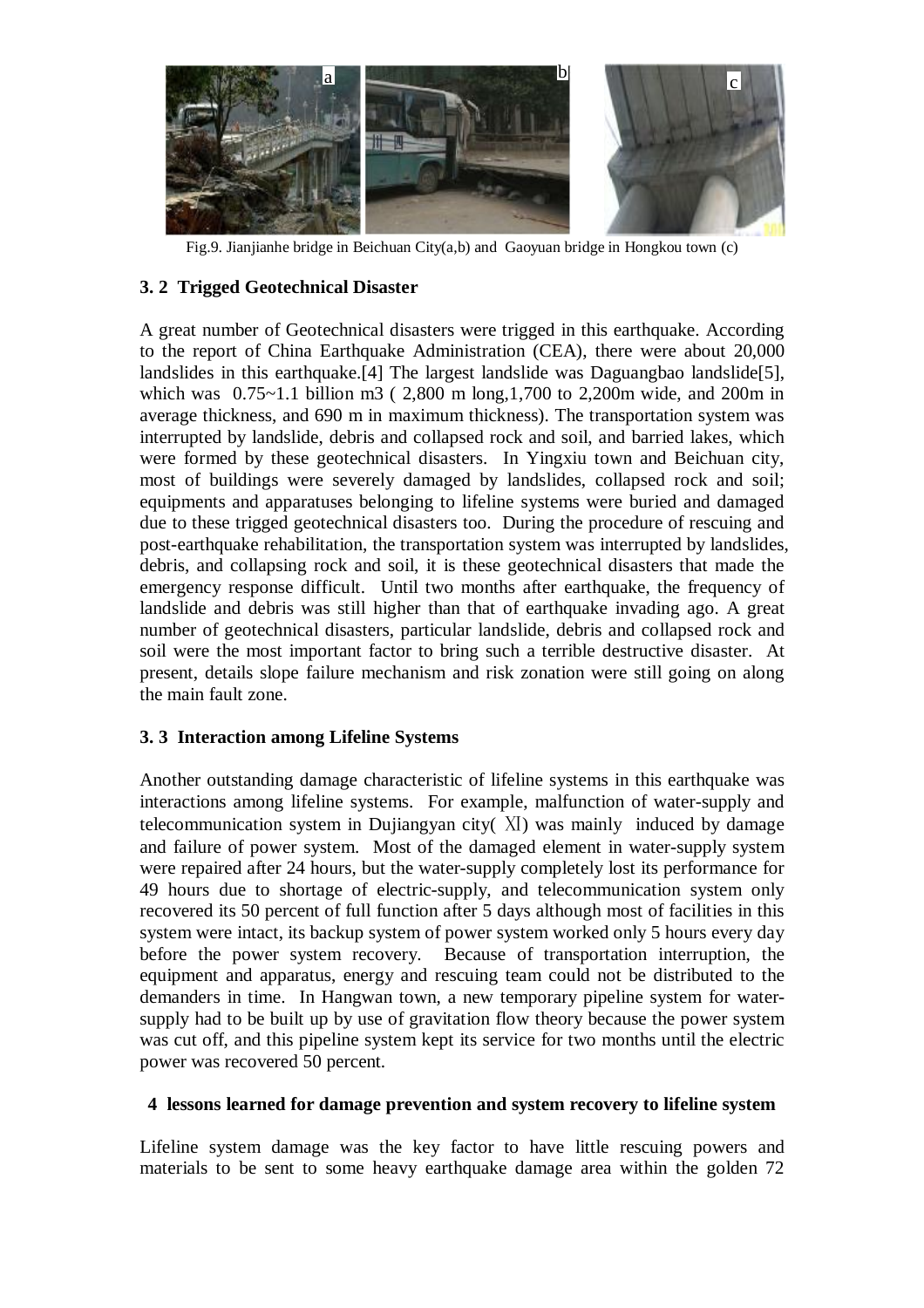Fig.9. Jianjianhe bridge in Beichuan City(a,b) and Gaoyuan bridge in Hongkou town (c)

### 3. 2 Trigged Geotechnical Disaster

A great number of Geotechnical disasters were trigged in this earthquake. According to the report of China Earthquake Administration (CEA), there were about 20,000 landslides in this earthquake.[4] The largest landslide was Daguangbao landslide[5], which was 0.75~1.1 billion m3 ( 2,800 m long,1,700 to 2,200m wide, and 200m in average thickness, and 690 m in maximum thickness). The transportation system was interrupted by landslide, debris and collapsed rock and soil, and barried lakes, which were formed by these geotechnical disasters. In Yingxiu town and Beichuan city, most of buildings were severely damaged by landslides, collapsed rock and soil; equipments and apparatuses belonging to lifeline systems were buried and damaged due to these trigged geotechnical disasters too. During the procedure of rescuing and post-earthquake rehabilitation, the transportation system was interrupted by landslides, debris, and collapsing rock and soil, it is these geotechnical disasters that made the emergency response difficult. Until two months after earthquake, the frequency of landslide and debris was still higher than that of earthquake invading ago. A great number of geotechnical disasters, particular landslide, debris and collapsed rock and soil were the most important factor to bring such a terrible destructive disaster. At present, details slope failure mechanism and risk zonation were still going on along the main fault zone.

### 3. 3 Interaction among Lifeline Systems

Another outstanding damage characteristic of lifeline systems in this earthquake was interactions among lifeline systems. For example, malfunction of water-supply and telecommunication system in Dujiangyan city( Ⅺ) was mainly induced by damage and failure of power system. Most of the damaged element in water-supply system were repaired after 24 hours, but the water-supply completely lost its performance for 49 hours due to shortage of electric-supply, and telecommunication system only recovered its 50 percent of full function after 5 days although most of facilities in this system were intact, its backup system of power system worked only 5 hours every day before the power system recovery. Because of transportation interruption, the equipment and apparatus, energy and rescuing team could not be distributed to the demanders in time. In Hangwan town, a new temporary pipeline system for water-supply had to be built up by use of gravitation flow theory because the power system was cut off, and this pipeline system kept its service for two months until the electric power was recovered 50 percent.

## 4 lessons learned for damage prevention and system recovery to lifeline system

Lifeline system damage was the key factor to have little rescuing powers and materials to be sent to some heavy earthquake damage area within the golden 72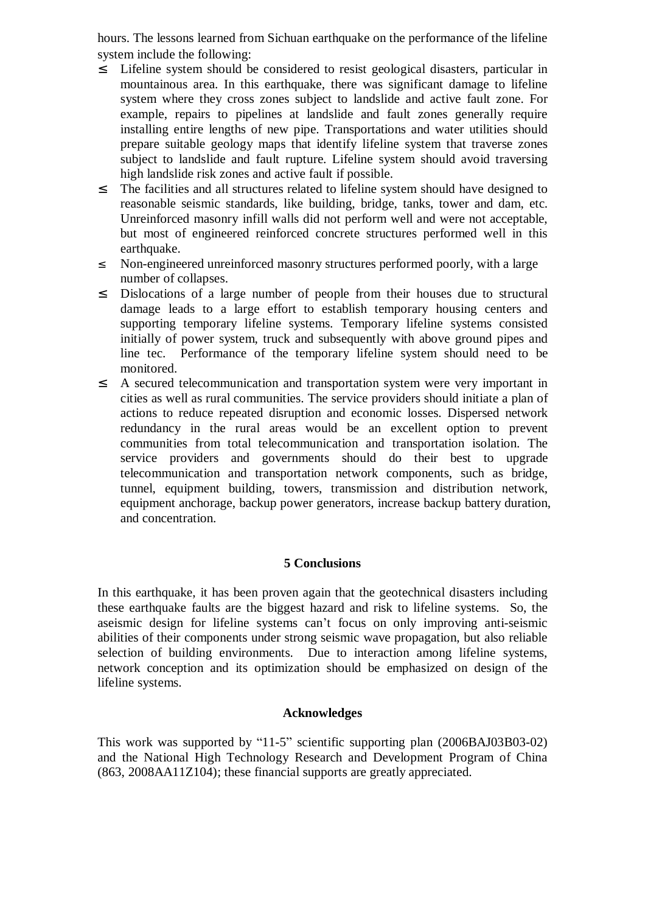hours. The lessons learned from Sichuan earthquake on the performance of the lifeline system include the following:

- Lifeline system should be considered to resist geological disasters, particular in mountainous area. In this earthquake, there was significant damage to lifeline system where they cross zones subject to landslide and active fault zone. For example, repairs to pipelines at landslide and fault zones generally require installing entire lengths of new pipe. Transportations and water utilities should prepare suitable geology maps that identify lifeline system that traverse zones subject to landslide and fault rupture. Lifeline system should avoid traversing high landslide risk zones and active fault if possible.
- The facilities and all structures related to lifeline system should have designed to reasonable seismic standards, like building, bridge, tanks, tower and dam, etc. Unreinforced masonry infill walls did not perform well and were not acceptable, but most of engineered reinforced concrete structures performed well in this earthquake.
- Non-engineered unreinforced masonry structures performed poorly, with a large number of collapses.
- Dislocations of a large number of people from their houses due to structural damage leads to a large effort to establish temporary housing centers and supporting temporary lifeline systems. Temporary lifeline systems consisted initially of power system, truck and subsequently with above ground pipes and line tec. Performance of the temporary lifeline system should need to be monitored.
- A secured telecommunication and transportation system were very important in cities as well as rural communities. The service providers should initiate a plan of actions to reduce repeated disruption and economic losses. Dispersed network redundancy in the rural areas would be an excellent option to prevent communities from total telecommunication and transportation isolation. The service providers and governments should do their best to upgrade telecommunication and transportation network components, such as bridge, tunnel, equipment building, towers, transmission and distribution network, equipment anchorage, backup power generators, increase backup battery duration, and concentration.

## 5 Conclusions

In this earthquake, it has been proven again that the geotechnical disasters including these earthquake faults are the biggest hazard and risk to lifeline systems. So, the aseismic design for lifeline systems can't focus on only improving anti-seismic abilities of their components under strong seismic wave propagation, but also reliable selection of building environments. Due to interaction among lifeline systems, network conception and its optimization should be emphasized on design of the lifeline systems.

## Acknowledges

This work was supported by "11-5" scientific supporting plan (2006BAJ03B03-02) and the National High Technology Research and Development Program of China (863, 2008AA11Z104); these financial supports are greatly appreciated.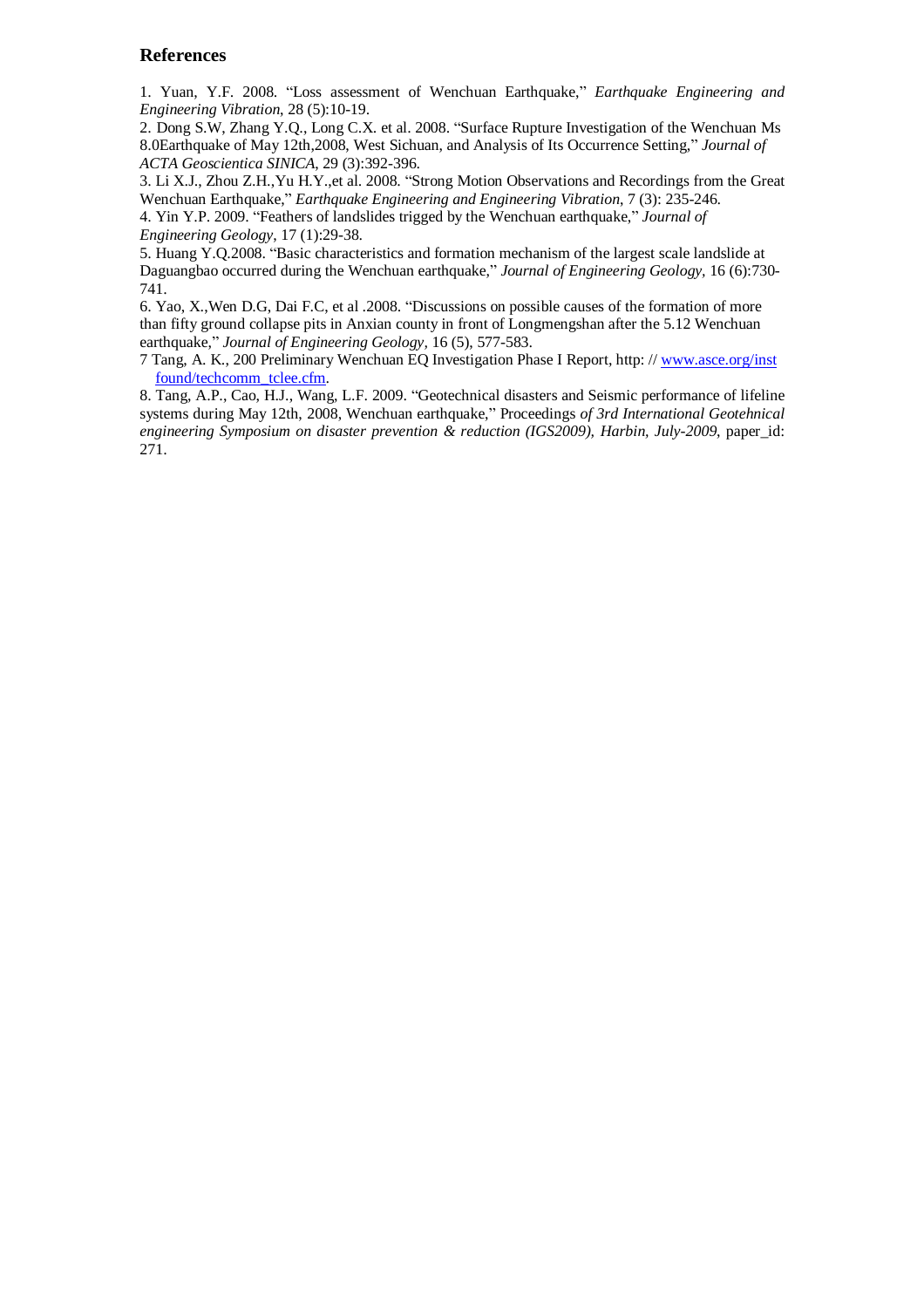## References

1. Yuan, Y.F. 2008. "Loss assessment of Wenchuan Earthquake," *Earthquake Engineering and Engineering Vibration*, 28 (5):10-19.

2. Dong S.W, Zhang Y.Q., Long C.X. et al. 2008. "Surface Rupture Investigation of the Wenchuan Ms 8.0Earthquake of May 12th,2008, West Sichuan, and Analysis of Its Occurrence Setting," *Journal of ACTA Geoscientica SINICA*, 29 (3):392-396.

3. Li X.J., Zhou Z.H.,Yu H.Y.,et al. 2008. "Strong Motion Observations and Recordings from the Great Wenchuan Earthquake," *Earthquake Engineering and Engineering Vibration*, 7 (3): 235-246.

4. Yin Y.P. 2009. "Feathers of landslides trigged by the Wenchuan earthquake," *Journal of Engineering Geology*, 17 (1):29-38.

5. Huang Y.Q.2008. "Basic characteristics and formation mechanism of the largest scale landslide at Daguangbao occurred during the Wenchuan earthquake," *Journal of Engineering Geology*, 16 (6):730-741.

6. Yao, X.,Wen D.G, Dai F.C, et al .2008. "Discussions on possible causes of the formation of more than fifty ground collapse pits in Anxian county in front of Longmengshan after the 5.12 Wenchuan earthquake," *Journal of Engineering Geology*, 16 (5), 577-583.

7 Tang, A. K., 200 Preliminary Wenchuan EQ Investigation Phase I Report, http: // www.asce.org/inst found/techcomm_tclee.cfm.

8. Tang, A.P., Cao, H.J., Wang, L.F. 2009. "Geotechnical disasters and Seismic performance of lifeline systems during May 12th, 2008, Wenchuan earthquake," Proceedings *of 3rd International Geotehnical engineering Symposium on disaster prevention & reduction (IGS2009), Harbin, July-2009*, paper_id: 271.